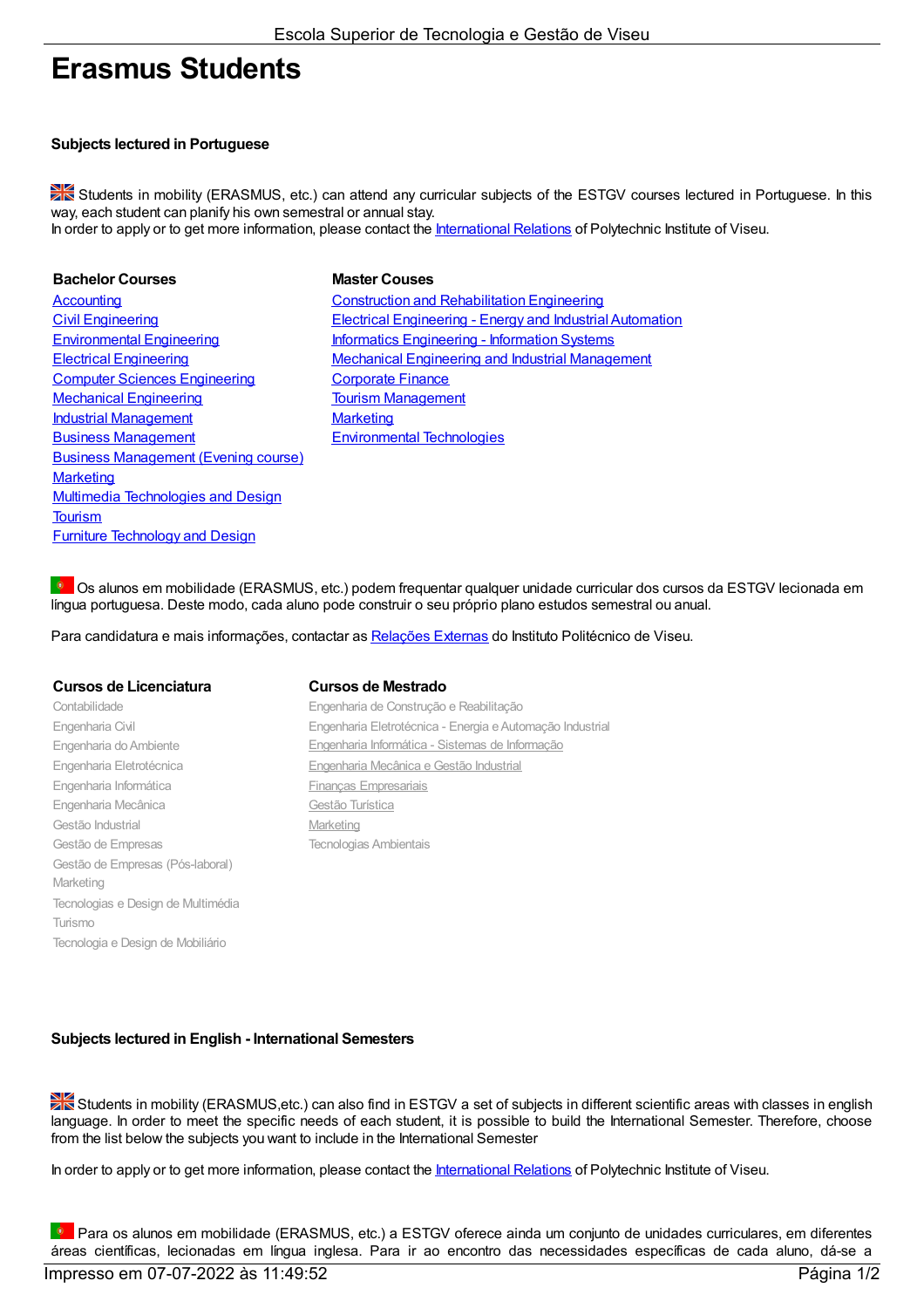# Erasmus Students

**Subjects lectured in Portuguese**

Students in mobility (ERASMUS, etc.) can attend any curricular subjects of the ESTGV courses lectured in Portuguese. In this way, each student can planify his own semestral or annual stay.
In order to apply or to get more information, please contact the International Relations of Polytechnic Institute of Viseu.

**Bachelor Courses**

- Accounting
- Civil Engineering
- Environmental Engineering
- Electrical Engineering
- Computer Sciences Engineering
- Mechanical Engineering
- Industrial Management
- Business Management
- Business Management (Evening course)
- Marketing
- Multimedia Technologies and Design
- Tourism
- Furniture Technology and Design

**Master Couses**

- Construction and Rehabilitation Engineering
- Electrical Engineering - Energy and Industrial Automation
- Informatics Engineering - Information Systems
- Mechanical Engineering and Industrial Management
- Corporate Finance
- Tourism Management
- Marketing
- Environmental Technologies

Os alunos em mobilidade (ERASMUS, etc.) podem frequentar qualquer unidade curricular dos cursos da ESTGV lecionada em língua portuguesa. Deste modo, cada aluno pode construir o seu próprio plano estudos semestral ou anual.

Para candidatura e mais informações, contactar as Relações Externas do Instituto Politécnico de Viseu.

**Cursos de Licenciatura**

- Contabilidade
- Engenharia Civil
- Engenharia do Ambiente
- Engenharia Eletrotécnica
- Engenharia Informática
- Engenharia Mecânica
- Gestão Industrial
- Gestão de Empresas
- Gestão de Empresas (Pós-laboral)
- Marketing
- Tecnologias e Design de Multimédia
- Turismo
- Tecnologia e Design de Mobiliário

**Cursos de Mestrado**

- Engenharia de Construção e Reabilitação
- Engenharia Eletrotécnica - Energia e Automação Industrial
- Engenharia Informática - Sistemas de Informação
- Engenharia Mecânica e Gestão Industrial
- Finanças Empresariais
- Gestão Turística
- Marketing
- Tecnologias Ambientais

**Subjects lectured in English - International Semesters**

Students in mobility (ERASMUS,etc.) can also find in ESTGV a set of subjects in different scientific areas with classes in english language. In order to meet the specific needs of each student, it is possible to build the International Semester. Therefore, choose from the list below the subjects you want to include in the International Semester

In order to apply or to get more information, please contact the International Relations of Polytechnic Institute of Viseu.

Para os alunos em mobilidade (ERASMUS, etc.) a ESTGV oferece ainda um conjunto de unidades curriculares, em diferentes áreas científicas, lecionadas em língua inglesa. Para ir ao encontro das necessidades específicas de cada aluno, dá-se a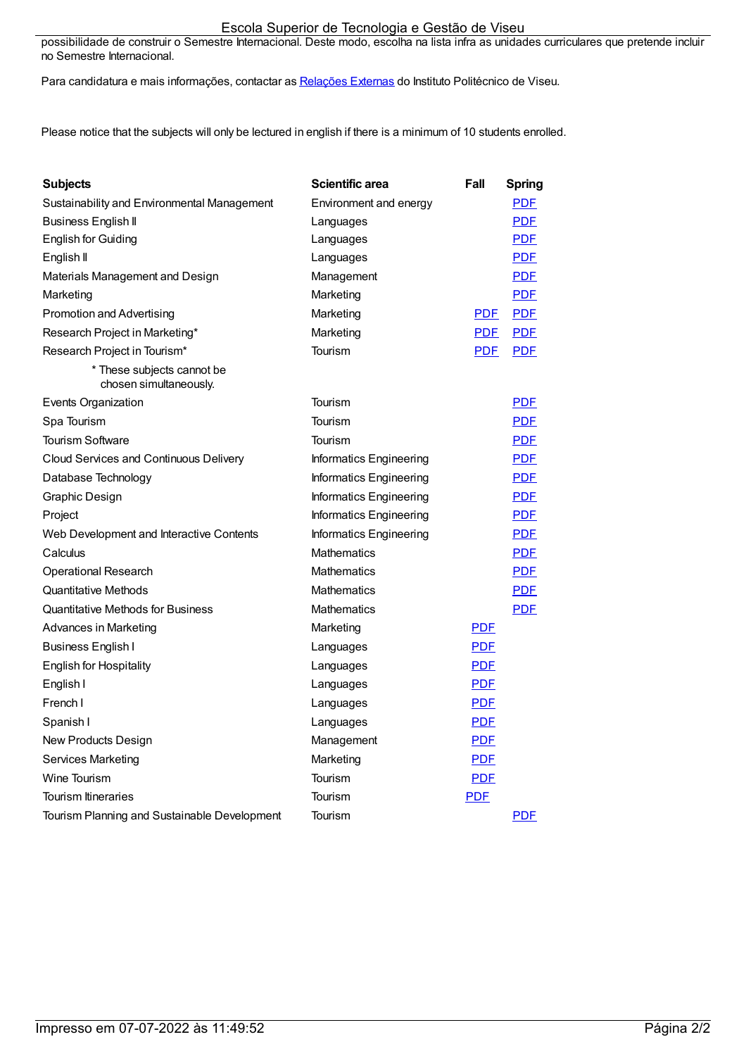possibilidade de construir o Semestre Internacional. Deste modo, escolha na lista infra as unidades curriculares que pretende incluir no Semestre Internacional.

Para candidatura e mais informações, contactar as Relações Externas do Instituto Politécnico de Viseu.

Please notice that the subjects will only be lectured in english if there is a minimum of 10 students enrolled.

| Subjects | Scientific area | Fall | Spring |
|---|---|---|---|
| Sustainability and Environmental Management | Environment and energy | | PDF |
| Business English II | Languages | | PDF |
| English for Guiding | Languages | | PDF |
| English II | Languages | | PDF |
| Materials Management and Design | Management | | PDF |
| Marketing | Marketing | | PDF |
| Promotion and Advertising | Marketing | PDF | PDF |
| Research Project in Marketing* | Marketing | PDF | PDF |
| Research Project in Tourism* | Tourism | PDF | PDF |
| * These subjects cannot be chosen simultaneously. | | | |
| Events Organization | Tourism | | PDF |
| Spa Tourism | Tourism | | PDF |
| Tourism Software | Tourism | | PDF |
| Cloud Services and Continuous Delivery | Informatics Engineering | | PDF |
| Database Technology | Informatics Engineering | | PDF |
| Graphic Design | Informatics Engineering | | PDF |
| Project | Informatics Engineering | | PDF |
| Web Development and Interactive Contents | Informatics Engineering | | PDF |
| Calculus | Mathematics | | PDF |
| Operational Research | Mathematics | | PDF |
| Quantitative Methods | Mathematics | | PDF |
| Quantitative Methods for Business | Mathematics | | PDF |
| Advances in Marketing | Marketing | PDF | |
| Business English I | Languages | PDF | |
| English for Hospitality | Languages | PDF | |
| English I | Languages | PDF | |
| French I | Languages | PDF | |
| Spanish I | Languages | PDF | |
| New Products Design | Management | PDF | |
| Services Marketing | Marketing | PDF | |
| Wine Tourism | Tourism | PDF | |
| Tourism Itineraries | Tourism | PDF | |
| Tourism Planning and Sustainable Development | Tourism | | PDF |